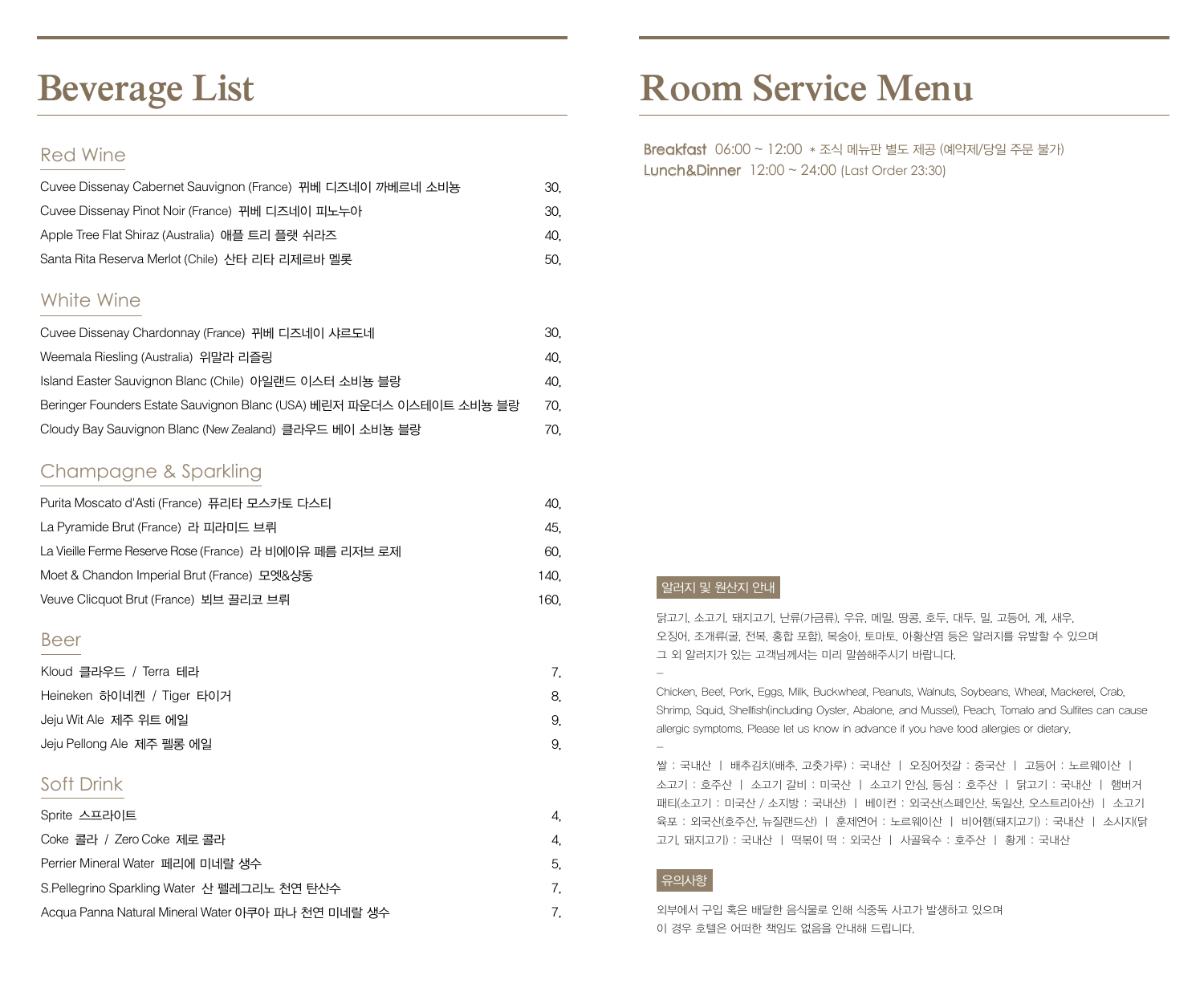# Beverage List

## Red Wine

| | |
|---|---|
| Cuvee Dissenay Cabernet Sauvignon (France) 뀌베 디즈네이 까베르네 소비뇽 | 30. |
| Cuvee Dissenay Pinot Noir (France) 뀌베 디즈네이 피노누아 | 30. |
| Apple Tree Flat Shiraz (Australia) 애플 트리 플랫 쉬라즈 | 40. |
| Santa Rita Reserva Merlot (Chile) 산타 리타 리제르바 멜롯 | 50. |

## White Wine

| | |
|---|---|
| Cuvee Dissenay Chardonnay (France) 뀌베 디즈네이 샤르도네 | 30. |
| Weemala Riesling (Australia) 위말라 리즐링 | 40. |
| Island Easter Sauvignon Blanc (Chile) 아일랜드 이스터 소비뇽 블랑 | 40. |
| Beringer Founders Estate Sauvignon Blanc (USA) 베린저 파운더스 이스테이트 소비뇽 블랑 | 70. |
| Cloudy Bay Sauvignon Blanc (New Zealand) 클라우드 베이 소비뇽 블랑 | 70. |

## Champagne & Sparkling

| | |
|---|---|
| Purita Moscato d'Asti (France) 퓨리타 모스카토 다스티 | 40. |
| La Pyramide Brut (France) 라 피라미드 브뤼 | 45. |
| La Vieille Ferme Reserve Rose (France) 라 비에이유 페름 리저브 로제 | 60. |
| Moet & Chandon Imperial Brut (France) 모엣&샹동 | 140. |
| Veuve Clicquot Brut (France) 뵈브 끌리코 브뤼 | 160. |

## Beer

| | |
|---|---|
| Kloud 클라우드 / Terra 테라 | 7. |
| Heineken 하이네켄 / Tiger 타이거 | 8. |
| Jeju Wit Ale 제주 위트 에일 | 9. |
| Jeju Pellong Ale 제주 펠롱 에일 | 9. |

## Soft Drink

| | |
|---|---|
| Sprite 스프라이트 | 4. |
| Coke 콜라 / Zero Coke 제로 콜라 | 4. |
| Perrier Mineral Water 페리에 미네랄 생수 | 5. |
| S.Pellegrino Sparkling Water 산 펠레그리노 천연 탄산수 | 7. |
| Acqua Panna Natural Mineral Water 아쿠아 파나 천연 미네랄 생수 | 7. |

# Room Service Menu

**Breakfast** 06:00 ~ 12:00 * 조식 메뉴판 별도 제공 (예약제/당일 주문 불가)
**Lunch&Dinner** 12:00 ~ 24:00 (Last Order 23:30)

### 알러지 및 원산지 안내

닭고기, 소고기, 돼지고기, 난류(가금류), 우유, 메밀, 땅콩, 호두, 대두, 밀, 고등어, 게, 새우, 오징어, 조개류(굴, 전복, 홍합 포함), 복숭아, 토마토, 아황산염 등은 알러지를 유발할 수 있으며 그 외 알러지가 있는 고객님께서는 미리 말씀해주시기 바랍니다.

–

Chicken, Beef, Pork, Eggs, Milk, Buckwheat, Peanuts, Walnuts, Soybeans, Wheat, Mackerel, Crab, Shrimp, Squid, Shellfish(including Oyster, Abalone, and Mussel), Peach, Tomato and Sulfites can cause allergic symptoms. Please let us know in advance if you have food allergies or dietary.

–

쌀 : 국내산 | 배추김치(배추, 고춧가루) : 국내산 | 오징어젓갈 : 중국산 | 고등어 : 노르웨이산 | 소고기 : 호주산 | 소고기 갈비 : 미국산 | 소고기 안심, 등심 : 호주산 | 닭고기 : 국내산 | 햄버거 패티(소고기 : 미국산 / 소지방 : 국내산) | 베이컨 : 외국산(스페인산, 독일산, 오스트리아산) | 소고기 육포 : 외국산(호주산, 뉴질랜드산) | 훈제연어 : 노르웨이산 | 비어햄(돼지고기) : 국내산 | 소시지(닭고기, 돼지고기) : 국내산 | 떡볶이 떡 : 외국산 | 사골육수 : 호주산 | 황게 : 국내산

### 유의사항

외부에서 구입 혹은 배달한 음식물로 인해 식중독 사고가 발생하고 있으며 이 경우 호텔은 어떠한 책임도 없음을 안내해 드립니다.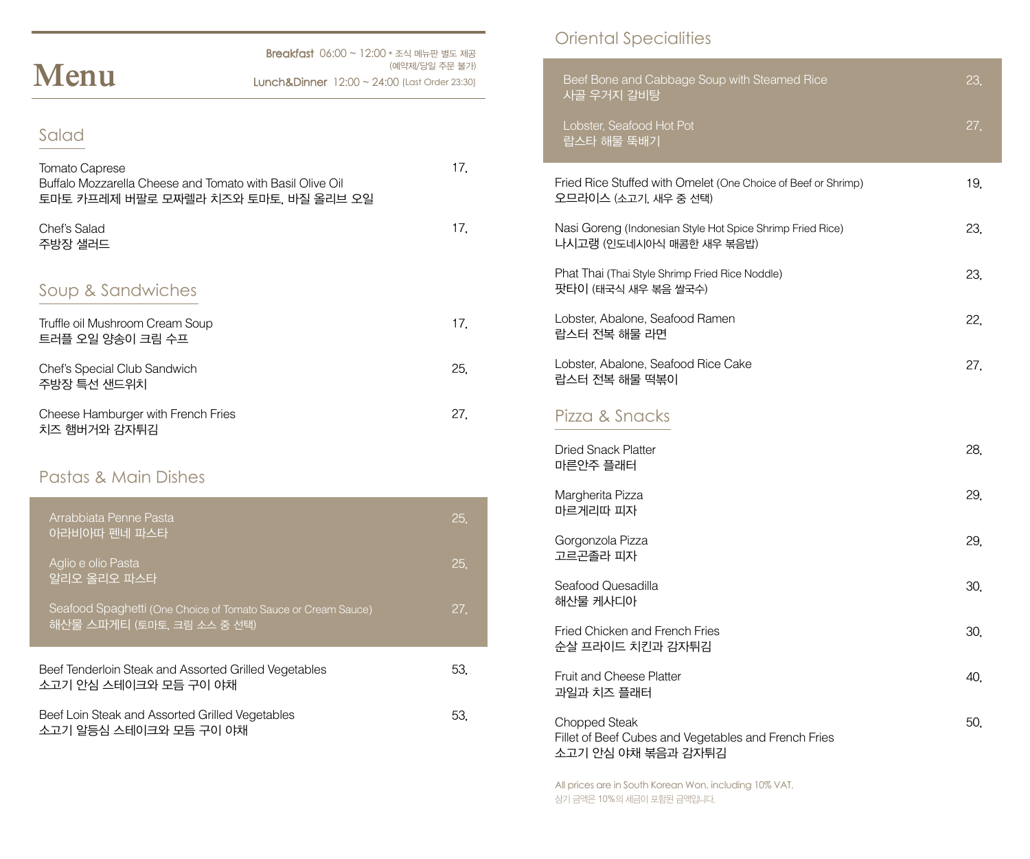# Menu

**Breakfast** 06:00 ~ 12:00 * 조식 메뉴판 별도 제공 (예약제/당일 주문 불가)

**Lunch&Dinner** 12:00 ~ 24:00 (Last Order 23:30)

## Salad

Tomato Caprese — 17.
Buffalo Mozzarella Cheese and Tomato with Basil Olive Oil
토마토 카프레제 버팔로 모짜렐라 치즈와 토마토, 바질 올리브 오일

Chef's Salad — 17.
주방장 샐러드

## Soup & Sandwiches

Truffle oil Mushroom Cream Soup — 17.
트러플 오일 양송이 크림 수프

Chef's Special Club Sandwich — 25.
주방장 특선 샌드위치

Cheese Hamburger with French Fries — 27.
치즈 햄버거와 감자튀김

## Pastas & Main Dishes

Arrabbiata Penne Pasta — 25.
아라비아따 펜네 파스타

Aglio e olio Pasta — 25.
알리오 올리오 파스타

Seafood Spaghetti (One Choice of Tomato Sauce or Cream Sauce) — 27.
해산물 스파게티 (토마토, 크림 소스 중 선택)

Beef Tenderloin Steak and Assorted Grilled Vegetables — 53.
소고기 안심 스테이크와 모듬 구이 야채

Beef Loin Steak and Assorted Grilled Vegetables — 53.
소고기 알등심 스테이크와 모듬 구이 야채

## Oriental Specialities

Beef Bone and Cabbage Soup with Steamed Rice — 23.
사골 우거지 갈비탕

Lobster, Seafood Hot Pot — 27.
랍스타 해물 뚝배기

Fried Rice Stuffed with Omelet (One Choice of Beef or Shrimp) — 19.
오므라이스 (소고기, 새우 중 선택)

Nasi Goreng (Indonesian Style Hot Spice Shrimp Fried Rice) — 23.
나시고랭 (인도네시아식 매콤한 새우 볶음밥)

Phat Thai (Thai Style Shrimp Fried Rice Noddle) — 23.
팟타이 (태국식 새우 볶음 쌀국수)

Lobster, Abalone, Seafood Ramen — 22.
랍스터 전복 해물 라면

Lobster, Abalone, Seafood Rice Cake — 27.
랍스터 전복 해물 떡볶이

## Pizza & Snacks

Dried Snack Platter — 28.
마른안주 플래터

Margherita Pizza — 29.
마르게리따 피자

Gorgonzola Pizza — 29.
고르곤졸라 피자

Seafood Quesadilla — 30.
해산물 케사디아

Fried Chicken and French Fries — 30.
순살 프라이드 치킨과 감자튀김

Fruit and Cheese Platter — 40.
과일과 치즈 플래터

Chopped Steak — 50.
Fillet of Beef Cubes and Vegetables and French Fries
소고기 안심 야채 볶음과 감자튀김

All prices are in South Korean Won, including 10% VAT.
상기 금액은 10%의 세금이 포함된 금액입니다.